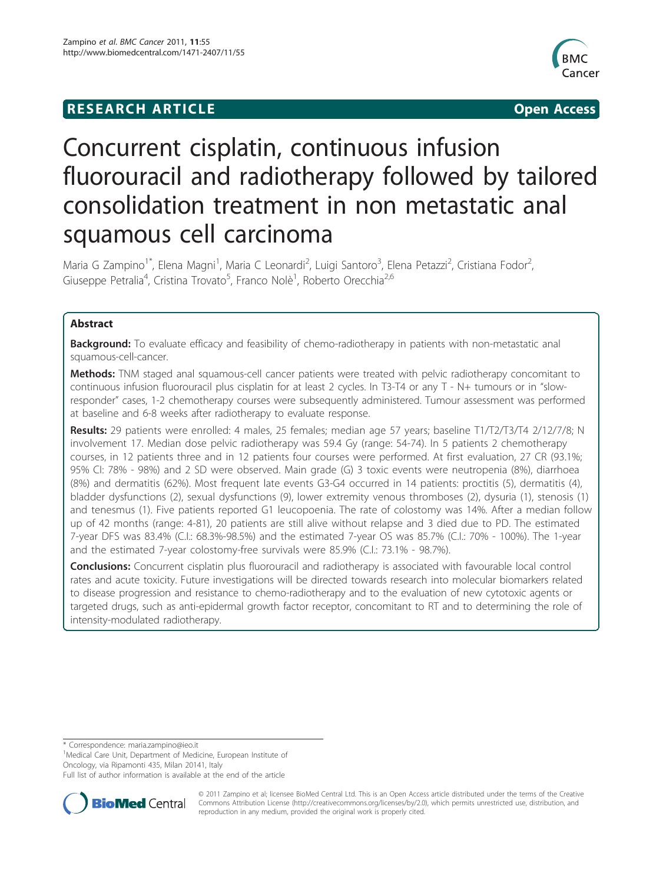RESEARCH ARTICLE Open Access

# Concurrent cisplatin, continuous infusion fluorouracil and radiotherapy followed by tailored consolidation treatment in non metastatic anal squamous cell carcinoma

Maria G Zampino[1*], Elena Magni[1], Maria C Leonardi[2], Luigi Santoro[3], Elena Petazzi[2], Cristiana Fodor[2], Giuseppe Petralia[4], Cristina Trovato[5], Franco Nolè[1], Roberto Orecchia[2,6]

## Abstract

**Background:** To evaluate efficacy and feasibility of chemo-radiotherapy in patients with non-metastatic anal squamous-cell-cancer.

**Methods:** TNM staged anal squamous-cell cancer patients were treated with pelvic radiotherapy concomitant to continuous infusion fluorouracil plus cisplatin for at least 2 cycles. In T3-T4 or any T - N+ tumours or in "slow-responder" cases, 1-2 chemotherapy courses were subsequently administered. Tumour assessment was performed at baseline and 6-8 weeks after radiotherapy to evaluate response.

**Results:** 29 patients were enrolled: 4 males, 25 females; median age 57 years; baseline T1/T2/T3/T4 2/12/7/8; N involvement 17. Median dose pelvic radiotherapy was 59.4 Gy (range: 54-74). In 5 patients 2 chemotherapy courses, in 12 patients three and in 12 patients four courses were performed. At first evaluation, 27 CR (93.1%; 95% CI: 78% - 98%) and 2 SD were observed. Main grade (G) 3 toxic events were neutropenia (8%), diarrhoea (8%) and dermatitis (62%). Most frequent late events G3-G4 occurred in 14 patients: proctitis (5), dermatitis (4), bladder dysfunctions (2), sexual dysfunctions (9), lower extremity venous thromboses (2), dysuria (1), stenosis (1) and tenesmus (1). Five patients reported G1 leucopoenia. The rate of colostomy was 14%. After a median follow up of 42 months (range: 4-81), 20 patients are still alive without relapse and 3 died due to PD. The estimated 7-year DFS was 83.4% (C.I.: 68.3%-98.5%) and the estimated 7-year OS was 85.7% (C.I.: 70% - 100%). The 1-year and the estimated 7-year colostomy-free survivals were 85.9% (C.I.: 73.1% - 98.7%).

**Conclusions:** Concurrent cisplatin plus fluorouracil and radiotherapy is associated with favourable local control rates and acute toxicity. Future investigations will be directed towards research into molecular biomarkers related to disease progression and resistance to chemo-radiotherapy and to the evaluation of new cytotoxic agents or targeted drugs, such as anti-epidermal growth factor receptor, concomitant to RT and to determining the role of intensity-modulated radiotherapy.

\* Correspondence: maria.zampino@ieo.it
[1]Medical Care Unit, Department of Medicine, European Institute of Oncology, via Ripamonti 435, Milan 20141, Italy
Full list of author information is available at the end of the article

© 2011 Zampino et al; licensee BioMed Central Ltd. This is an Open Access article distributed under the terms of the Creative Commons Attribution License (http://creativecommons.org/licenses/by/2.0), which permits unrestricted use, distribution, and reproduction in any medium, provided the original work is properly cited.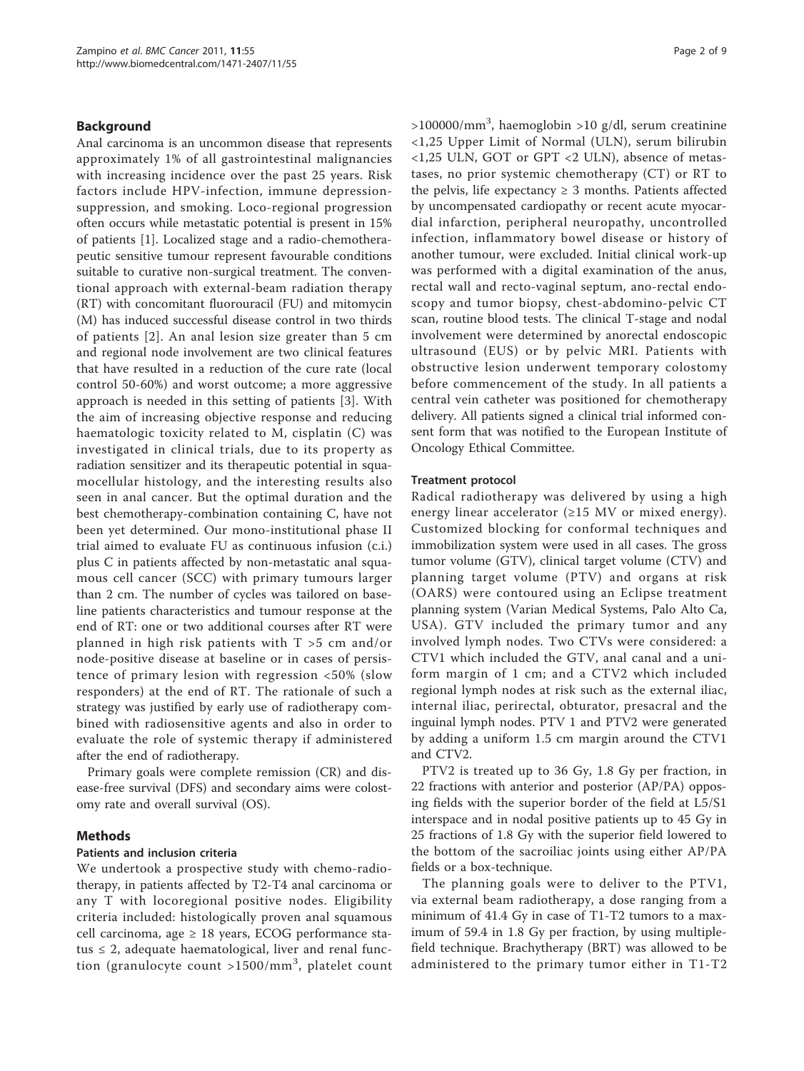## Background

Anal carcinoma is an uncommon disease that represents approximately 1% of all gastrointestinal malignancies with increasing incidence over the past 25 years. Risk factors include HPV-infection, immune depression-suppression, and smoking. Loco-regional progression often occurs while metastatic potential is present in 15% of patients [1]. Localized stage and a radio-chemotherapeutic sensitive tumour represent favourable conditions suitable to curative non-surgical treatment. The conventional approach with external-beam radiation therapy (RT) with concomitant fluorouracil (FU) and mitomycin (M) has induced successful disease control in two thirds of patients [2]. An anal lesion size greater than 5 cm and regional node involvement are two clinical features that have resulted in a reduction of the cure rate (local control 50-60%) and worst outcome; a more aggressive approach is needed in this setting of patients [3]. With the aim of increasing objective response and reducing haematologic toxicity related to M, cisplatin (C) was investigated in clinical trials, due to its property as radiation sensitizer and its therapeutic potential in squamocellular histology, and the interesting results also seen in anal cancer. But the optimal duration and the best chemotherapy-combination containing C, have not been yet determined. Our mono-institutional phase II trial aimed to evaluate FU as continuous infusion (c.i.) plus C in patients affected by non-metastatic anal squamous cell cancer (SCC) with primary tumours larger than 2 cm. The number of cycles was tailored on baseline patients characteristics and tumour response at the end of RT: one or two additional courses after RT were planned in high risk patients with T >5 cm and/or node-positive disease at baseline or in cases of persistence of primary lesion with regression <50% (slow responders) at the end of RT. The rationale of such a strategy was justified by early use of radiotherapy combined with radiosensitive agents and also in order to evaluate the role of systemic therapy if administered after the end of radiotherapy.

Primary goals were complete remission (CR) and disease-free survival (DFS) and secondary aims were colostomy rate and overall survival (OS).

## Methods

### Patients and inclusion criteria

We undertook a prospective study with chemo-radiotherapy, in patients affected by T2-T4 anal carcinoma or any T with locoregional positive nodes. Eligibility criteria included: histologically proven anal squamous cell carcinoma, age ≥ 18 years, ECOG performance status ≤ 2, adequate haematological, liver and renal function (granulocyte count >1500/mm$^3$, platelet count >100000/mm$^3$, haemoglobin >10 g/dl, serum creatinine <1,25 Upper Limit of Normal (ULN), serum bilirubin <1,25 ULN, GOT or GPT <2 ULN), absence of metastases, no prior systemic chemotherapy (CT) or RT to the pelvis, life expectancy ≥ 3 months. Patients affected by uncompensated cardiopathy or recent acute myocardial infarction, peripheral neuropathy, uncontrolled infection, inflammatory bowel disease or history of another tumour, were excluded. Initial clinical work-up was performed with a digital examination of the anus, rectal wall and recto-vaginal septum, ano-rectal endoscopy and tumor biopsy, chest-abdomino-pelvic CT scan, routine blood tests. The clinical T-stage and nodal involvement were determined by anorectal endoscopic ultrasound (EUS) or by pelvic MRI. Patients with obstructive lesion underwent temporary colostomy before commencement of the study. In all patients a central vein catheter was positioned for chemotherapy delivery. All patients signed a clinical trial informed consent form that was notified to the European Institute of Oncology Ethical Committee.

### Treatment protocol

Radical radiotherapy was delivered by using a high energy linear accelerator (≥15 MV or mixed energy). Customized blocking for conformal techniques and immobilization system were used in all cases. The gross tumor volume (GTV), clinical target volume (CTV) and planning target volume (PTV) and organs at risk (OARS) were contoured using an Eclipse treatment planning system (Varian Medical Systems, Palo Alto Ca, USA). GTV included the primary tumor and any involved lymph nodes. Two CTVs were considered: a CTV1 which included the GTV, anal canal and a uniform margin of 1 cm; and a CTV2 which included regional lymph nodes at risk such as the external iliac, internal iliac, perirectal, obturator, presacral and the inguinal lymph nodes. PTV 1 and PTV2 were generated by adding a uniform 1.5 cm margin around the CTV1 and CTV2.

PTV2 is treated up to 36 Gy, 1.8 Gy per fraction, in 22 fractions with anterior and posterior (AP/PA) opposing fields with the superior border of the field at L5/S1 interspace and in nodal positive patients up to 45 Gy in 25 fractions of 1.8 Gy with the superior field lowered to the bottom of the sacroiliac joints using either AP/PA fields or a box-technique.

The planning goals were to deliver to the PTV1, via external beam radiotherapy, a dose ranging from a minimum of 41.4 Gy in case of T1-T2 tumors to a maximum of 59.4 in 1.8 Gy per fraction, by using multiple-field technique. Brachytherapy (BRT) was allowed to be administered to the primary tumor either in T1-T2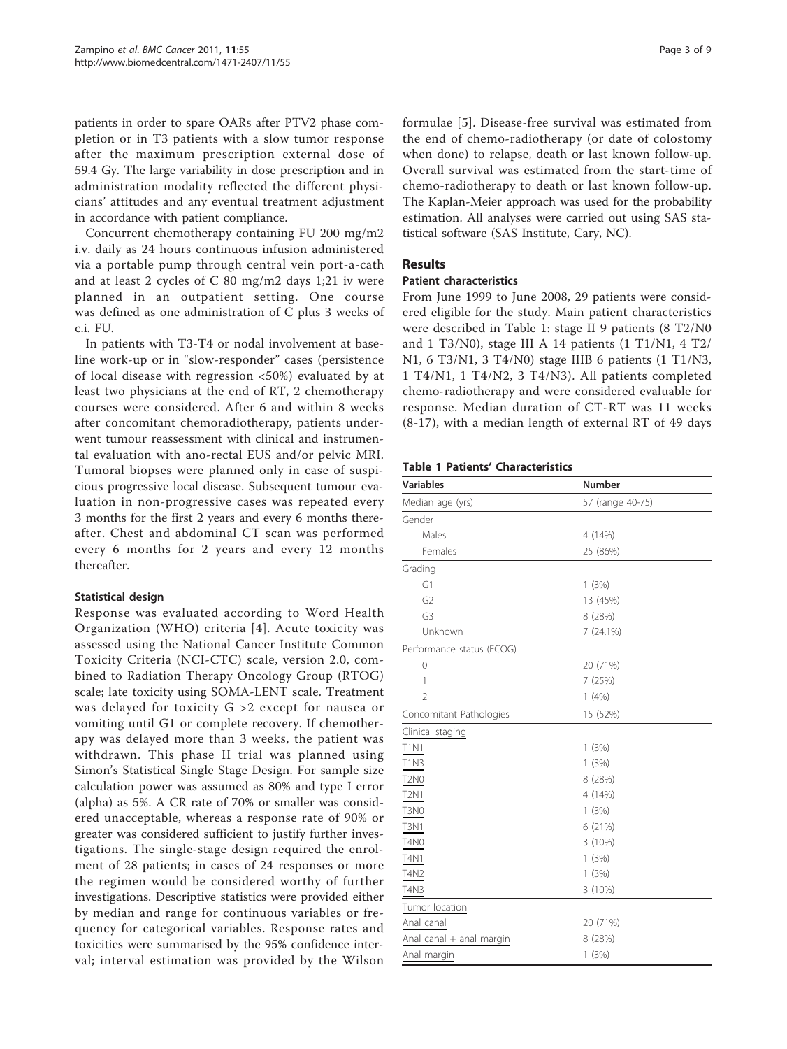patients in order to spare OARs after PTV2 phase completion or in T3 patients with a slow tumor response after the maximum prescription external dose of 59.4 Gy. The large variability in dose prescription and in administration modality reflected the different physicians' attitudes and any eventual treatment adjustment in accordance with patient compliance.

Concurrent chemotherapy containing FU 200 mg/m2 i.v. daily as 24 hours continuous infusion administered via a portable pump through central vein port-a-cath and at least 2 cycles of C 80 mg/m2 days 1;21 iv were planned in an outpatient setting. One course was defined as one administration of C plus 3 weeks of c.i. FU.

In patients with T3-T4 or nodal involvement at baseline work-up or in "slow-responder" cases (persistence of local disease with regression <50%) evaluated by at least two physicians at the end of RT, 2 chemotherapy courses were considered. After 6 and within 8 weeks after concomitant chemoradiotherapy, patients underwent tumour reassessment with clinical and instrumental evaluation with ano-rectal EUS and/or pelvic MRI. Tumoral biopses were planned only in case of suspicious progressive local disease. Subsequent tumour evaluation in non-progressive cases was repeated every 3 months for the first 2 years and every 6 months thereafter. Chest and abdominal CT scan was performed every 6 months for 2 years and every 12 months thereafter.

### Statistical design

Response was evaluated according to Word Health Organization (WHO) criteria [4]. Acute toxicity was assessed using the National Cancer Institute Common Toxicity Criteria (NCI-CTC) scale, version 2.0, combined to Radiation Therapy Oncology Group (RTOG) scale; late toxicity using SOMA-LENT scale. Treatment was delayed for toxicity G >2 except for nausea or vomiting until G1 or complete recovery. If chemotherapy was delayed more than 3 weeks, the patient was withdrawn. This phase II trial was planned using Simon's Statistical Single Stage Design. For sample size calculation power was assumed as 80% and type I error (alpha) as 5%. A CR rate of 70% or smaller was considered unacceptable, whereas a response rate of 90% or greater was considered sufficient to justify further investigations. The single-stage design required the enrolment of 28 patients; in cases of 24 responses or more the regimen would be considered worthy of further investigations. Descriptive statistics were provided either by median and range for continuous variables or frequency for categorical variables. Response rates and toxicities were summarised by the 95% confidence interval; interval estimation was provided by the Wilson formulae [5]. Disease-free survival was estimated from the end of chemo-radiotherapy (or date of colostomy when done) to relapse, death or last known follow-up. Overall survival was estimated from the start-time of chemo-radiotherapy to death or last known follow-up. The Kaplan-Meier approach was used for the probability estimation. All analyses were carried out using SAS statistical software (SAS Institute, Cary, NC).

## Results

### Patient characteristics

From June 1999 to June 2008, 29 patients were considered eligible for the study. Main patient characteristics were described in Table 1: stage II 9 patients (8 T2/N0 and 1 T3/N0), stage III A 14 patients (1 T1/N1, 4 T2/N1, 6 T3/N1, 3 T4/N0) stage IIIB 6 patients (1 T1/N3, 1 T4/N1, 1 T4/N2, 3 T4/N3). All patients completed chemo-radiotherapy and were considered evaluable for response. Median duration of CT-RT was 11 weeks (8-17), with a median length of external RT of 49 days

**Table 1 Patients' Characteristics**

| Variables | Number |
|---|---|
| Median age (yrs) | 57 (range 40-75) |
| Gender | |
| Males | 4 (14%) |
| Females | 25 (86%) |
| Grading | |
| G1 | 1 (3%) |
| G2 | 13 (45%) |
| G3 | 8 (28%) |
| Unknown | 7 (24.1%) |
| Performance status (ECOG) | |
| 0 | 20 (71%) |
| 1 | 7 (25%) |
| 2 | 1 (4%) |
| Concomitant Pathologies | 15 (52%) |
| Clinical staging | |
| T1N1 | 1 (3%) |
| T1N3 | 1 (3%) |
| T2N0 | 8 (28%) |
| T2N1 | 4 (14%) |
| T3N0 | 1 (3%) |
| T3N1 | 6 (21%) |
| T4N0 | 3 (10%) |
| T4N1 | 1 (3%) |
| T4N2 | 1 (3%) |
| T4N3 | 3 (10%) |
| Tumor location | |
| Anal canal | 20 (71%) |
| Anal canal + anal margin | 8 (28%) |
| Anal margin | 1 (3%) |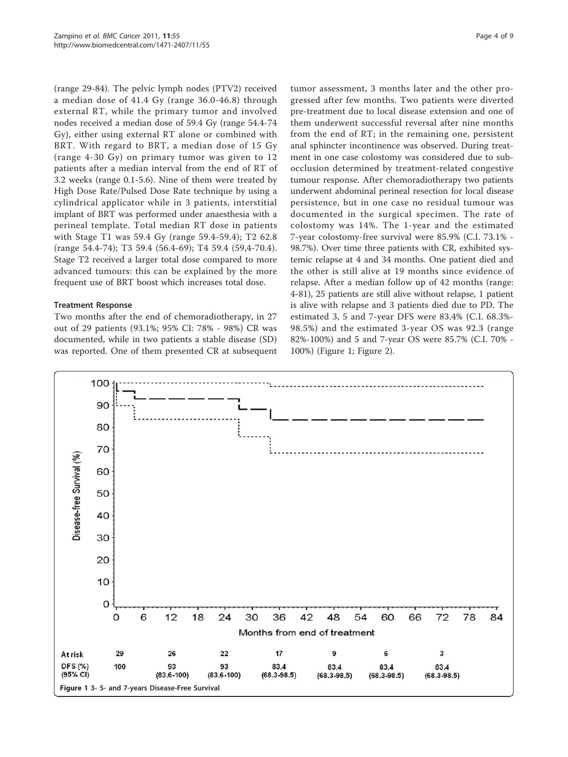(range 29-84). The pelvic lymph nodes (PTV2) received a median dose of 41.4 Gy (range 36.0-46.8) through external RT, while the primary tumor and involved nodes received a median dose of 59.4 Gy (range 54.4-74 Gy), either using external RT alone or combined with BRT. With regard to BRT, a median dose of 15 Gy (range 4-30 Gy) on primary tumor was given to 12 patients after a median interval from the end of RT of 3.2 weeks (range 0.1-5.6). Nine of them were treated by High Dose Rate/Pulsed Dose Rate technique by using a cylindrical applicator while in 3 patients, interstitial implant of BRT was performed under anaesthesia with a perineal template. Total median RT dose in patients with Stage T1 was 59.4 Gy (range 59.4-59.4); T2 62.8 (range 54.4-74); T3 59.4 (56.4-69); T4 59.4 (59,4-70.4). Stage T2 received a larger total dose compared to more advanced tumours: this can be explained by the more frequent use of BRT boost which increases total dose.

### Treatment Response

Two months after the end of chemoradiotherapy, in 27 out of 29 patients (93.1%; 95% CI: 78% - 98%) CR was documented, while in two patients a stable disease (SD) was reported. One of them presented CR at subsequent tumor assessment, 3 months later and the other progressed after few months. Two patients were diverted pre-treatment due to local disease extension and one of them underwent successful reversal after nine months from the end of RT; in the remaining one, persistent anal sphincter incontinence was observed. During treatment in one case colostomy was considered due to subocclusion determined by treatment-related congestive tumour response. After chemoradiotherapy two patients underwent abdominal perineal resection for local disease persistence, but in one case no residual tumour was documented in the surgical specimen. The rate of colostomy was 14%. The 1-year and the estimated 7-year colostomy-free survival were 85.9% (C.I. 73.1% - 98.7%). Over time three patients with CR, exhibited systemic relapse at 4 and 34 months. One patient died and the other is still alive at 19 months since evidence of relapse. After a median follow up of 42 months (range: 4-81), 25 patients are still alive without relapse, 1 patient is alive with relapse and 3 patients died due to PD. The estimated 3, 5 and 7-year DFS were 83.4% (C.I. 68.3%-98.5%) and the estimated 3-year OS was 92.3 (range 82%-100%) and 5 and 7-year OS were 85.7% (C.I. 70% - 100%) (Figure 1; Figure 2).

| At risk | 29 | 26 | 22 | 17 | 9 | 6 | 3 |
|---|---|---|---|---|---|---|---|
| DFS (%) (95% CI) | 100 | 93 (83.6-100) | 93 (83.6-100) | 83.4 (68.3-98.5) | 83.4 (68.3-98.5) | 83.4 (68.3-98.5) | 83.4 (68.3-98.5) |

Figure 1 3- 5- and 7-years Disease-Free Survival.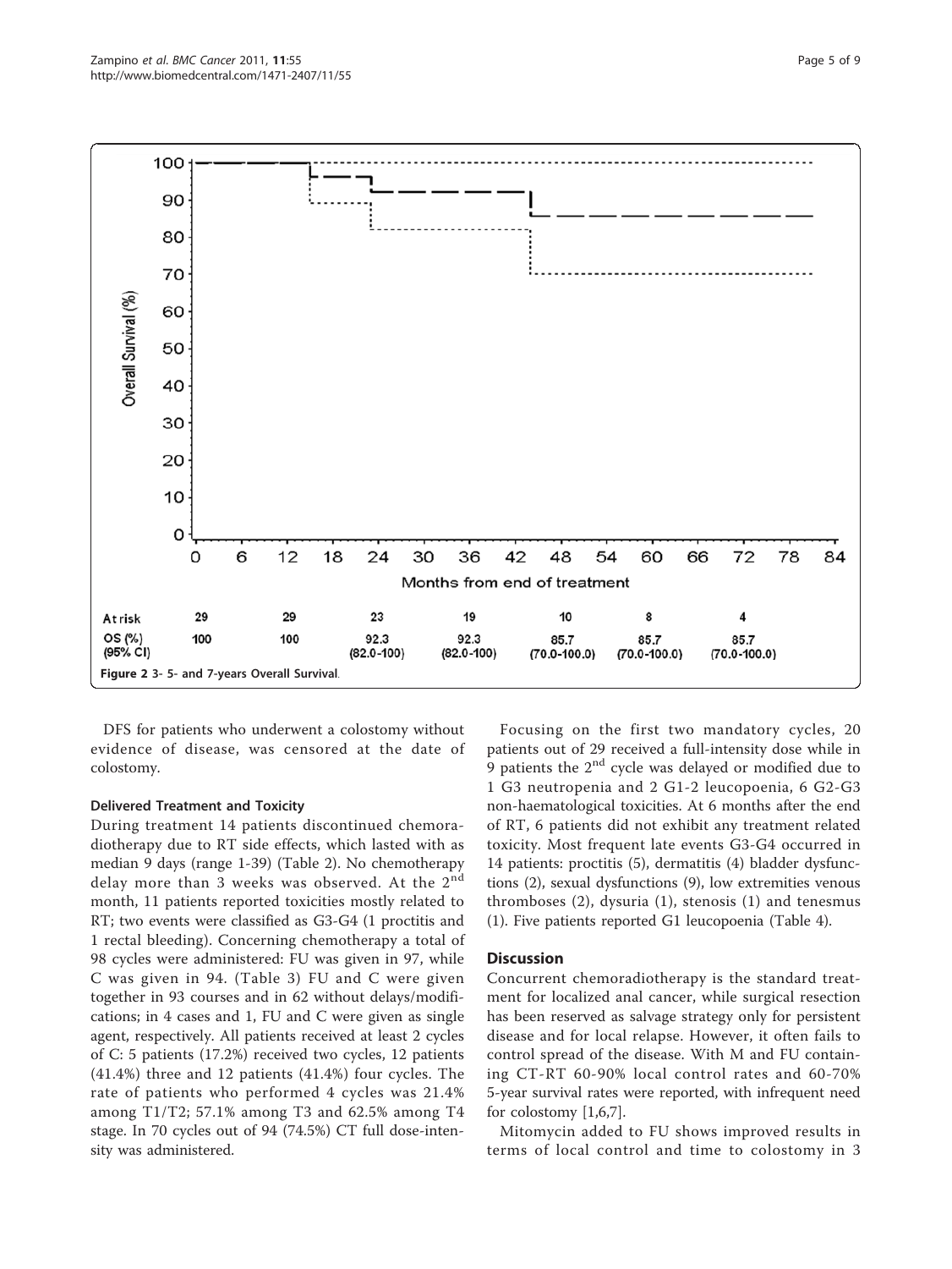| At risk | 29 | 29 | 23 | 19 | 10 | 8 | 4 |
|---|---|---|---|---|---|---|---|
| OS (%) (95% CI) | 100 | 100 | 92.3 (82.0-100) | 92.3 (82.0-100) | 85.7 (70.0-100.0) | 85.7 (70.0-100.0) | 85.7 (70.0-100.0) |

**Figure 2** 3- 5- and 7-years Overall Survival.

DFS for patients who underwent a colostomy without evidence of disease, was censored at the date of colostomy.

### Delivered Treatment and Toxicity

During treatment 14 patients discontinued chemoradiotherapy due to RT side effects, which lasted with as median 9 days (range 1-39) (Table 2). No chemotherapy delay more than 3 weeks was observed. At the 2[nd] month, 11 patients reported toxicities mostly related to RT; two events were classified as G3-G4 (1 proctitis and 1 rectal bleeding). Concerning chemotherapy a total of 98 cycles were administered: FU was given in 97, while C was given in 94. (Table 3) FU and C were given together in 93 courses and in 62 without delays/modifications; in 4 cases and 1, FU and C were given as single agent, respectively. All patients received at least 2 cycles of C: 5 patients (17.2%) received two cycles, 12 patients (41.4%) three and 12 patients (41.4%) four cycles. The rate of patients who performed 4 cycles was 21.4% among T1/T2; 57.1% among T3 and 62.5% among T4 stage. In 70 cycles out of 94 (74.5%) CT full dose-intensity was administered.

Focusing on the first two mandatory cycles, 20 patients out of 29 received a full-intensity dose while in 9 patients the 2[nd] cycle was delayed or modified due to 1 G3 neutropenia and 2 G1-2 leucopoenia, 6 G2-G3 non-haematological toxicities. At 6 months after the end of RT, 6 patients did not exhibit any treatment related toxicity. Most frequent late events G3-G4 occurred in 14 patients: proctitis (5), dermatitis (4) bladder dysfunctions (2), sexual dysfunctions (9), low extremities venous thromboses (2), dysuria (1), stenosis (1) and tenesmus (1). Five patients reported G1 leucopoenia (Table 4).

## Discussion

Concurrent chemoradiotherapy is the standard treatment for localized anal cancer, while surgical resection has been reserved as salvage strategy only for persistent disease and for local relapse. However, it often fails to control spread of the disease. With M and FU containing CT-RT 60-90% local control rates and 60-70% 5-year survival rates were reported, with infrequent need for colostomy [1,6,7].

Mitomycin added to FU shows improved results in terms of local control and time to colostomy in 3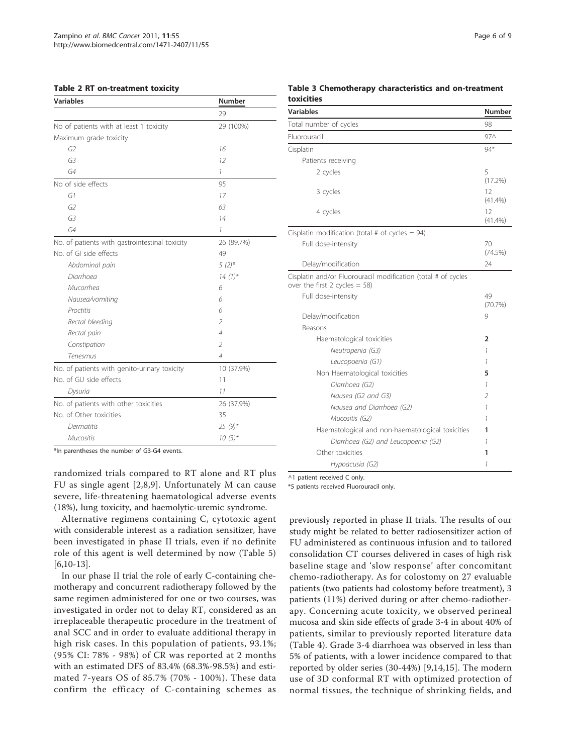**Table 2 RT on-treatment toxicity**

| Variables | Number |
|---|---|
| | 29 |
| No of patients with at least 1 toxicity | 29 (100%) |
| Maximum grade toxicity | |
| *G2* | *16* |
| *G3* | *12* |
| *G4* | *1* |
| No of side effects | 95 |
| *G1* | *17* |
| *G2* | *63* |
| *G3* | *14* |
| *G4* | *1* |
| No. of patients with gastrointestinal toxicity | 26 (89.7%) |
| No. of GI side effects | 49 |
| *Abdominal pain* | *5 (2)** |
| *Diarrhoea* | *14 (1)** |
| *Mucorrhea* | *6* |
| *Nausea/vomiting* | *6* |
| *Proctitis* | *6* |
| *Rectal bleeding* | *2* |
| *Rectal pain* | *4* |
| *Constipation* | *2* |
| *Tenesmus* | *4* |
| No. of patients with genito-urinary toxicity | 10 (37.9%) |
| No. of GU side effects | 11 |
| *Dysuria* | *11* |
| No. of patients with other toxicities | 26 (37.9%) |
| No. of Other toxicities | 35 |
| *Dermatitis* | *25 (9)** |
| *Mucositis* | *10 (3)** |

*In parentheses the number of G3-G4 events.

**Table 3 Chemotherapy characteristics and on-treatment toxicities**

| Variables | Number |
|---|---|
| Total number of cycles | 98 |
| Fluorouracil | 97^ |
| Cisplatin | 94* |
| Patients receiving | |
| 2 cycles | 5 (17.2%) |
| 3 cycles | 12 (41.4%) |
| 4 cycles | 12 (41.4%) |
| Cisplatin modification (total # of cycles = 94) | |
| Full dose-intensity | 70 (74.5%) |
| Delay/modification | 24 |
| Cisplatin and/or Fluorouracil modification (total # of cycles over the first 2 cycles = 58) | |
| Full dose-intensity | 49 (70.7%) |
| Delay/modification | 9 |
| Reasons | |
| Haematological toxicities | **2** |
| *Neutropenia (G3)* | *1* |
| *Leucopoenia (G1)* | *1* |
| Non Haematological toxicities | **5** |
| *Diarrhoea (G2)* | *1* |
| *Nausea (G2 and G3)* | *2* |
| *Nausea and Diarrhoea (G2)* | *1* |
| *Mucositis (G2)* | *1* |
| Haematological and non-haematological toxicities | **1** |
| *Diarrhoea (G2) and Leucopoenia (G2)* | *1* |
| Other toxicities | **1** |
| *Hypoacusia (G2)* | *1* |

^1 patient received C only.

*5 patients received Fluorouracil only.

randomized trials compared to RT alone and RT plus FU as single agent [2,8,9]. Unfortunately M can cause severe, life-threatening haematological adverse events (18%), lung toxicity, and haemolytic-uremic syndrome.

Alternative regimens containing C, cytotoxic agent with considerable interest as a radiation sensitizer, have been investigated in phase II trials, even if no definite role of this agent is well determined by now (Table 5) [6,10-13].

In our phase II trial the role of early C-containing chemotherapy and concurrent radiotherapy followed by the same regimen administered for one or two courses, was investigated in order not to delay RT, considered as an irreplaceable therapeutic procedure in the treatment of anal SCC and in order to evaluate additional therapy in high risk cases. In this population of patients, 93.1%; (95% CI: 78% - 98%) of CR was reported at 2 months with an estimated DFS of 83.4% (68.3%-98.5%) and estimated 7-years OS of 85.7% (70% - 100%). These data confirm the efficacy of C-containing schemes as previously reported in phase II trials. The results of our study might be related to better radiosensitizer action of FU administered as continuous infusion and to tailored consolidation CT courses delivered in cases of high risk baseline stage and 'slow response' after concomitant chemo-radiotherapy. As for colostomy on 27 evaluable patients (two patients had colostomy before treatment), 3 patients (11%) derived during or after chemo-radiotherapy. Concerning acute toxicity, we observed perineal mucosa and skin side effects of grade 3-4 in about 40% of patients, similar to previously reported literature data (Table 4). Grade 3-4 diarrhoea was observed in less than 5% of patients, with a lower incidence compared to that reported by older series (30-44%) [9,14,15]. The modern use of 3D conformal RT with optimized protection of normal tissues, the technique of shrinking fields, and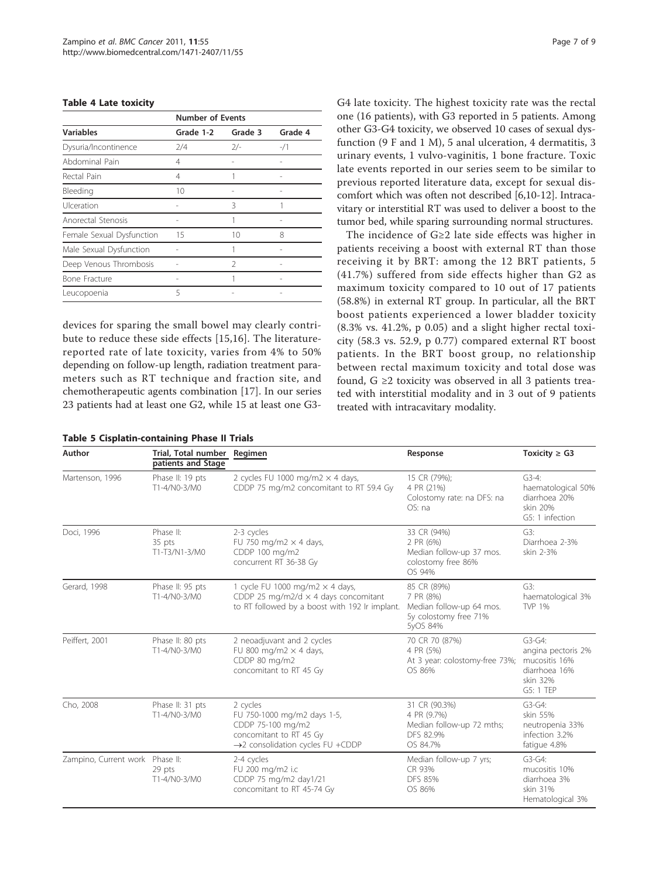**Table 4 Late toxicity**

| | Number of Events | | |
|---|---|---|---|
| Variables | Grade 1-2 | Grade 3 | Grade 4 |
| Dysuria/Incontinence | 2/4 | 2/- | -/1 |
| Abdominal Pain | 4 | - | - |
| Rectal Pain | 4 | 1 | - |
| Bleeding | 10 | - | - |
| Ulceration | - | 3 | 1 |
| Anorectal Stenosis | - | 1 | - |
| Female Sexual Dysfunction | 15 | 10 | 8 |
| Male Sexual Dysfunction | - | 1 | - |
| Deep Venous Thrombosis | - | 2 | - |
| Bone Fracture | - | 1 | - |
| Leucopoenia | 5 | - | - |

devices for sparing the small bowel may clearly contribute to reduce these side effects [15,16]. The literature-reported rate of late toxicity, varies from 4% to 50% depending on follow-up length, radiation treatment parameters such as RT technique and fraction site, and chemotherapeutic agents combination [17]. In our series 23 patients had at least one G2, while 15 at least one G3-G4 late toxicity. The highest toxicity rate was the rectal one (16 patients), with G3 reported in 5 patients. Among other G3-G4 toxicity, we observed 10 cases of sexual dysfunction (9 F and 1 M), 5 anal ulceration, 4 dermatitis, 3 urinary events, 1 vulvo-vaginitis, 1 bone fracture. Toxic late events reported in our series seem to be similar to previous reported literature data, except for sexual discomfort which was often not described [6,10-12]. Intracavitary or interstitial RT was used to deliver a boost to the tumor bed, while sparing surrounding normal structures.

The incidence of G≥2 late side effects was higher in patients receiving a boost with external RT than those receiving it by BRT: among the 12 BRT patients, 5 (41.7%) suffered from side effects higher than G2 as maximum toxicity compared to 10 out of 17 patients (58.8%) in external RT group. In particular, all the BRT boost patients experienced a lower bladder toxicity (8.3% vs. 41.2%, p 0.05) and a slight higher rectal toxicity (58.3 vs. 52.9, p 0.77) compared external RT boost patients. In the BRT boost group, no relationship between rectal maximum toxicity and total dose was found, G ≥2 toxicity was observed in all 3 patients treated with interstitial modality and in 3 out of 9 patients treated with intracavitary modality.

**Table 5 Cisplatin-containing Phase II Trials**

| Author | Trial, Total number patients and Stage | Regimen | Response | Toxicity ≥ G3 |
|---|---|---|---|---|
| Martenson, 1996 | Phase II: 19 pts T1-4/N0-3/M0 | 2 cycles FU 1000 mg/m2 × 4 days, CDDP 75 mg/m2 concomitant to RT 59.4 Gy | 15 CR (79%); 4 PR (21%) Colostomy rate: na DFS: na OS: na | G3-4: haematological 50% diarrhoea 20% skin 20% G5: 1 infection |
| Doci, 1996 | Phase II: 35 pts T1-T3/N1-3/M0 | 2-3 cycles FU 750 mg/m2 × 4 days, CDDP 100 mg/m2 concurrent RT 36-38 Gy | 33 CR (94%) 2 PR (6%) Median follow-up 37 mos. colostomy free 86% OS 94% | G3: Diarrhoea 2-3% skin 2-3% |
| Gerard, 1998 | Phase II: 95 pts T1-4/N0-3/M0 | 1 cycle FU 1000 mg/m2 × 4 days, CDDP 25 mg/m2/d × 4 days concomitant to RT followed by a boost with 192 Ir implant. | 85 CR (89%) 7 PR (8%) Median follow-up 64 mos. 5y colostomy free 71% 5yOS 84% | G3: haematological 3% TVP 1% |
| Peiffert, 2001 | Phase II: 80 pts T1-4/N0-3/M0 | 2 neoadjuvant and 2 cycles FU 800 mg/m2 × 4 days, CDDP 80 mg/m2 concomitant to RT 45 Gy | 70 CR 70 (87%) 4 PR (5%) At 3 year: colostomy-free 73%; OS 86% | G3-G4: angina pectoris 2% mucositis 16% diarrhoea 16% skin 32% G5: 1 TEP |
| Cho, 2008 | Phase II: 31 pts T1-4/N0-3/M0 | 2 cycles FU 750-1000 mg/m2 days 1-5, CDDP 75-100 mg/m2 concomitant to RT 45 Gy →2 consolidation cycles FU +CDDP | 31 CR (90.3%) 4 PR (9.7%) Median follow-up 72 mths; DFS 82.9% OS 84.7% | G3-G4: skin 55% neutropenia 33% infection 3.2% fatigue 4.8% |
| Zampino, Current work | Phase II: 29 pts T1-4/N0-3/M0 | 2-4 cycles FU 200 mg/m2 i.c CDDP 75 mg/m2 day1/21 concomitant to RT 45-74 Gy | Median follow-up 7 yrs; CR 93% DFS 85% OS 86% | G3-G4: mucositis 10% diarrhoea 3% skin 31% Hematological 3% |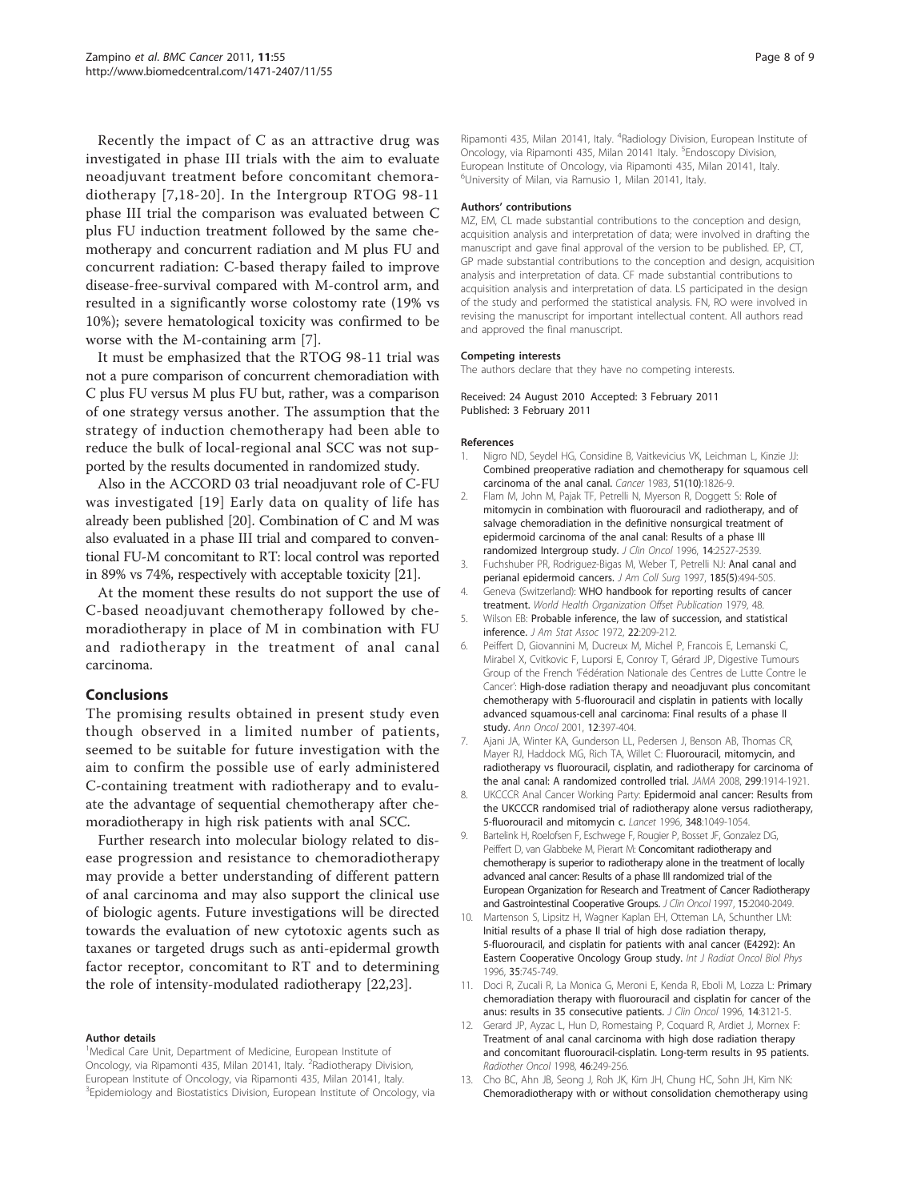Recently the impact of C as an attractive drug was investigated in phase III trials with the aim to evaluate neoadjuvant treatment before concomitant chemoradiotherapy [7,18-20]. In the Intergroup RTOG 98-11 phase III trial the comparison was evaluated between C plus FU induction treatment followed by the same chemotherapy and concurrent radiation and M plus FU and concurrent radiation: C-based therapy failed to improve disease-free-survival compared with M-control arm, and resulted in a significantly worse colostomy rate (19% vs 10%); severe hematological toxicity was confirmed to be worse with the M-containing arm [7].

It must be emphasized that the RTOG 98-11 trial was not a pure comparison of concurrent chemoradiation with C plus FU versus M plus FU but, rather, was a comparison of one strategy versus another. The assumption that the strategy of induction chemotherapy had been able to reduce the bulk of local-regional anal SCC was not supported by the results documented in randomized study.

Also in the ACCORD 03 trial neoadjuvant role of C-FU was investigated [19] Early data on quality of life has already been published [20]. Combination of C and M was also evaluated in a phase III trial and compared to conventional FU-M concomitant to RT: local control was reported in 89% vs 74%, respectively with acceptable toxicity [21].

At the moment these results do not support the use of C-based neoadjuvant chemotherapy followed by chemoradiotherapy in place of M in combination with FU and radiotherapy in the treatment of anal canal carcinoma.

## Conclusions

The promising results obtained in present study even though observed in a limited number of patients, seemed to be suitable for future investigation with the aim to confirm the possible use of early administered C-containing treatment with radiotherapy and to evaluate the advantage of sequential chemotherapy after chemoradiotherapy in high risk patients with anal SCC.

Further research into molecular biology related to disease progression and resistance to chemoradiotherapy may provide a better understanding of different pattern of anal carcinoma and may also support the clinical use of biologic agents. Future investigations will be directed towards the evaluation of new cytotoxic agents such as taxanes or targeted drugs such as anti-epidermal growth factor receptor, concomitant to RT and to determining the role of intensity-modulated radiotherapy [22,23].

#### Author details

[1]Medical Care Unit, Department of Medicine, European Institute of Oncology, via Ripamonti 435, Milan 20141, Italy. [2]Radiotherapy Division, European Institute of Oncology, via Ripamonti 435, Milan 20141, Italy. [3]Epidemiology and Biostatistics Division, European Institute of Oncology, via Ripamonti 435, Milan 20141, Italy. [4]Radiology Division, European Institute of Oncology, via Ripamonti 435, Milan 20141 Italy. [5]Endoscopy Division, European Institute of Oncology, via Ripamonti 435, Milan 20141, Italy. [6]University of Milan, via Ramusio 1, Milan 20141, Italy.

#### Authors' contributions

MZ, EM, CL made substantial contributions to the conception and design, acquisition analysis and interpretation of data; were involved in drafting the manuscript and gave final approval of the version to be published. EP, CT, GP made substantial contributions to the conception and design, acquisition analysis and interpretation of data. CF made substantial contributions to acquisition analysis and interpretation of data. LS participated in the design of the study and performed the statistical analysis. FN, RO were involved in revising the manuscript for important intellectual content. All authors read and approved the final manuscript.

#### Competing interests

The authors declare that they have no competing interests.

Received: 24 August 2010 Accepted: 3 February 2011
Published: 3 February 2011

#### References

1. Nigro ND, Seydel HG, Considine B, Vaitkevicius VK, Leichman L, Kinzie JJ: **Combined preoperative radiation and chemotherapy for squamous cell carcinoma of the anal canal.** *Cancer* 1983, **51(10)**:1826-9.
2. Flam M, John M, Pajak TF, Petrelli N, Myerson R, Doggett S: **Role of mitomycin in combination with fluorouracil and radiotherapy, and of salvage chemoradiation in the definitive nonsurgical treatment of epidermoid carcinoma of the anal canal: Results of a phase III randomized Intergroup study.** *J Clin Oncol* 1996, **14**:2527-2539.
3. Fuchshuber PR, Rodriguez-Bigas M, Weber T, Petrelli NJ: **Anal canal and perianal epidermoid cancers.** *J Am Coll Surg* 1997, **185(5)**:494-505.
4. Geneva (Switzerland): **WHO handbook for reporting results of cancer treatment.** *World Health Organization Offset Publication* 1979, 48.
5. Wilson EB: **Probable inference, the law of succession, and statistical inference.** *J Am Stat Assoc* 1972, **22**:209-212.
6. Peiffert D, Giovannini M, Ducreux M, Michel P, Francois E, Lemanski C, Mirabel X, Cvitkovic F, Luporsi E, Conroy T, Gérard JP, Digestive Tumours Group of the French 'Fédération Nationale des Centres de Lutte Contre le Cancer': **High-dose radiation therapy and neoadjuvant plus concomitant chemotherapy with 5-fluorouracil and cisplatin in patients with locally advanced squamous-cell anal carcinoma: Final results of a phase II study.** *Ann Oncol* 2001, **12**:397-404.
7. Ajani JA, Winter KA, Gunderson LL, Pedersen J, Benson AB, Thomas CR, Mayer RJ, Haddock MG, Rich TA, Willet C: **Fluorouracil, mitomycin, and radiotherapy vs fluorouracil, cisplatin, and radiotherapy for carcinoma of the anal canal: A randomized controlled trial.** *JAMA* 2008, **299**:1914-1921.
8. UKCCCR Anal Cancer Working Party: **Epidermoid anal cancer: Results from the UKCCCR randomised trial of radiotherapy alone versus radiotherapy, 5-fluorouracil and mitomycin c.** *Lancet* 1996, **348**:1049-1054.
9. Bartelink H, Roelofsen F, Eschwege F, Rougier P, Bosset JF, Gonzalez DG, Peiffert D, van Glabbeke M, Pierart M: **Concomitant radiotherapy and chemotherapy is superior to radiotherapy alone in the treatment of locally advanced anal cancer: Results of a phase III randomized trial of the European Organization for Research and Treatment of Cancer Radiotherapy and Gastrointestinal Cooperative Groups.** *J Clin Oncol* 1997, **15**:2040-2049.
10. Martenson S, Lipsitz H, Wagner Kaplan EH, Otteman LA, Schunther LM: **Initial results of a phase II trial of high dose radiation therapy, 5-fluorouracil, and cisplatin for patients with anal cancer (E4292): An Eastern Cooperative Oncology Group study.** *Int J Radiat Oncol Biol Phys* 1996, **35**:745-749.
11. Doci R, Zucali R, La Monica G, Meroni E, Kenda R, Eboli M, Lozza L: **Primary chemoradiation therapy with fluorouracil and cisplatin for cancer of the anus: results in 35 consecutive patients.** *J Clin Oncol* 1996, **14**:3121-5.
12. Gerard JP, Ayzac L, Hun D, Romestaing P, Coquard R, Ardiet J, Mornex F: **Treatment of anal canal carcinoma with high dose radiation therapy and concomitant fluorouracil-cisplatin. Long-term results in 95 patients.** *Radiother Oncol* 1998, **46**:249-256.
13. Cho BC, Ahn JB, Seong J, Roh JK, Kim JH, Chung HC, Sohn JH, Kim NK: **Chemoradiotherapy with or without consolidation chemotherapy using**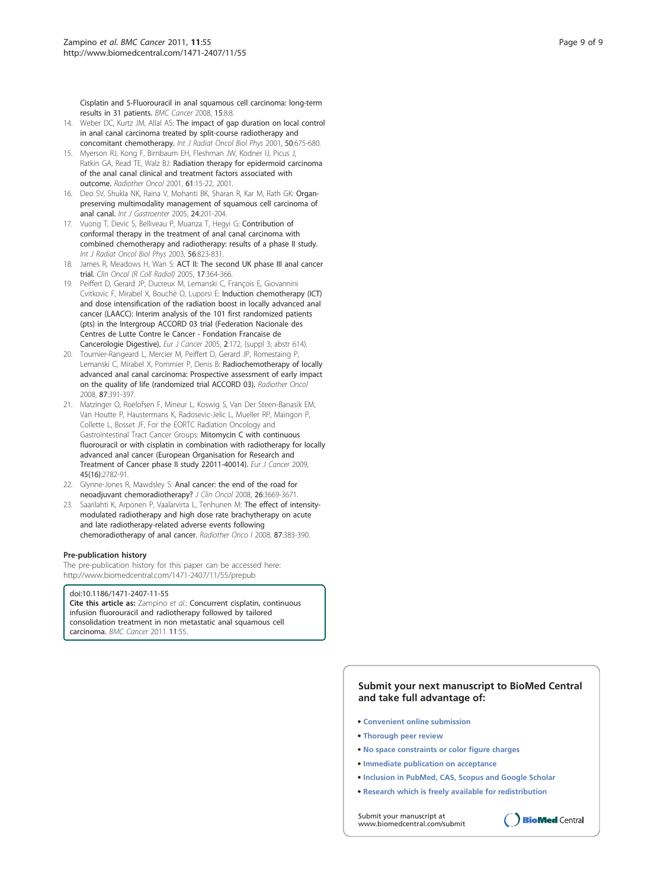Cisplatin and 5-Fluorouracil in anal squamous cell carcinoma: long-term results in 31 patients. *BMC Cancer* 2008, **15**:8:8.

14. Weber DC, Kurtz JM, Allal AS: **The impact of gap duration on local control in anal canal carcinoma treated by split-course radiotherapy and concomitant chemotherapy.** *Int J Radiat Oncol Biol Phys* 2001, **50**:675-680.
15. Myerson RJ, Kong F, Birnbaum EH, Fleshman JW, Kodner IJ, Picus J, Ratkin GA, Read TE, Walz BJ: **Radiation therapy for epidermoid carcinoma of the anal canal clinical and treatment factors associated with outcome.** *Radiother Oncol* 2001, **61**:15-22, 2001.
16. Deo SV, Shukla NK, Raina V, Mohanti BK, Sharan R, Kar M, Rath GK: **Organ-preserving multimodality management of squamous cell carcinoma of anal canal.** *Int J Gastroenter* 2005, **24**:201-204.
17. Vuong T, Devic S, Belliveau P, Muanza T, Hegyi G: **Contribution of conformal therapy in the treatment of anal canal carcinoma with combined chemotherapy and radiotherapy: results of a phase II study.** *Int J Radiat Oncol Biol Phys* 2003, **56**:823-831.
18. James R, Meadows H, Wan S: **ACT II: The second UK phase III anal cancer trial.** *Clin Oncol (R Coll Radiol)* 2005, **17**:364-366.
19. Peiffert D, Gerard JP, Ducreux M, Lemanski C, François E, Giovannini Cvitkovic F, Mirabel X, Bouchè O, Luporsi E: **Induction chemotherapy (ICT) and dose intensification of the radiation boost in locally advanced anal cancer (LAACC): Interim analysis of the 101 first randomized patients (pts) in the Intergroup ACCORD 03 trial (Federation Nacionale des Centres de Lutte Contre le Cancer - Fondation Francaise de Cancerologie Digestive).** *Eur J Cancer* 2005, **2**:172, (suppl 3; abstr 614).
20. Tournier-Rangeard L, Mercier M, Peiffert D, Gerard JP, Romestaing P, Lemanski C, Mirabel X, Pommier P, Denis B: **Radiochemotherapy of locally advanced anal canal carcinoma: Prospective assessment of early impact on the quality of life (randomized trial ACCORD 03).** *Radiother Oncol* 2008, **87**:391-397.
21. Matzinger O, Roelofsen F, Mineur L, Koswig S, Van Der Steen-Banasik EM, Van Houtte P, Haustermans K, Radosevic-Jelic L, Mueller RP, Maingon P, Collette L, Bosset JF, For the EORTC Radiation Oncology and Gastrointestinal Tract Cancer Groups: **Mitomycin C with continuous fluorouracil or with cisplatin in combination with radiotherapy for locally advanced anal cancer (European Organisation for Research and Treatment of Cancer phase II study 22011-40014).** *Eur J Cancer* 2009, **45(16)**:2782-91.
22. Glynne-Jones R, Mawdsley S: **Anal cancer: the end of the road for neoadjuvant chemoradiotherapy?** *J Clin Oncol* 2008, **26**:3669-3671.
23. Saarilahti K, Arponen P, Vaalarvirta L, Tenhunen M: **The effect of intensity-modulated radiotherapy and high dose rate brachytherapy on acute and late radiotherapy-related adverse events following chemoradiotherapy of anal cancer.** *Radiother Onco l* 2008, **87**:383-390.

### Pre-publication history

The pre-publication history for this paper can be accessed here: http://www.biomedcentral.com/1471-2407/11/55/prepub

doi:10.1186/1471-2407-11-55

**Cite this article as:** Zampino *et al.*: Concurrent cisplatin, continuous infusion fluorouracil and radiotherapy followed by tailored consolidation treatment in non metastatic anal squamous cell carcinoma. *BMC Cancer* 2011 **11**:55.

**Submit your next manuscript to BioMed Central and take full advantage of:**

- **Convenient online submission**
- **Thorough peer review**
- **No space constraints or color figure charges**
- **Immediate publication on acceptance**
- **Inclusion in PubMed, CAS, Scopus and Google Scholar**
- **Research which is freely available for redistribution**

Submit your manuscript at
www.biomedcentral.com/submit

BioMed Central